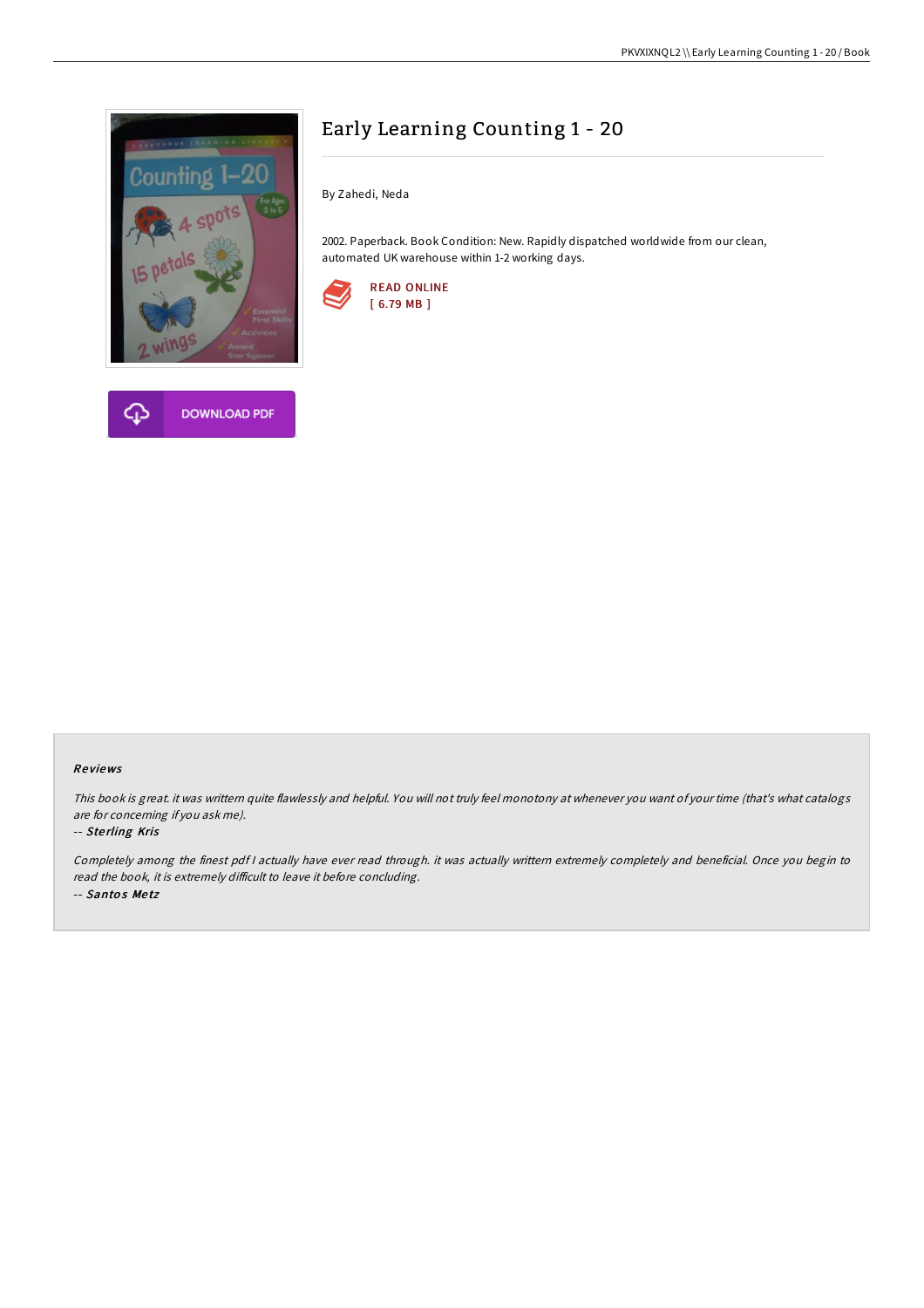# Early Learning Counting 1 - 20

By Zahedi, Neda

2002. Paperback. Book Condition: New. Rapidly dispatched worldwide from our clean, automated UK warehouse within 1-2 working days.

READ ONLINE
[ 6.79 MB ]

DOWNLOAD PDF

## Reviews

*This book is great. it was writtern quite flawlessly and helpful. You will not truly feel monotony at whenever you want of your time (that's what catalogs are for concerning if you ask me).*

-- ***Sterling Kris***

*Completely among the finest pdf I actually have ever read through. it was actually writtern extremely completely and beneficial. Once you begin to read the book, it is extremely difficult to leave it before concluding.*

-- ***Santos Metz***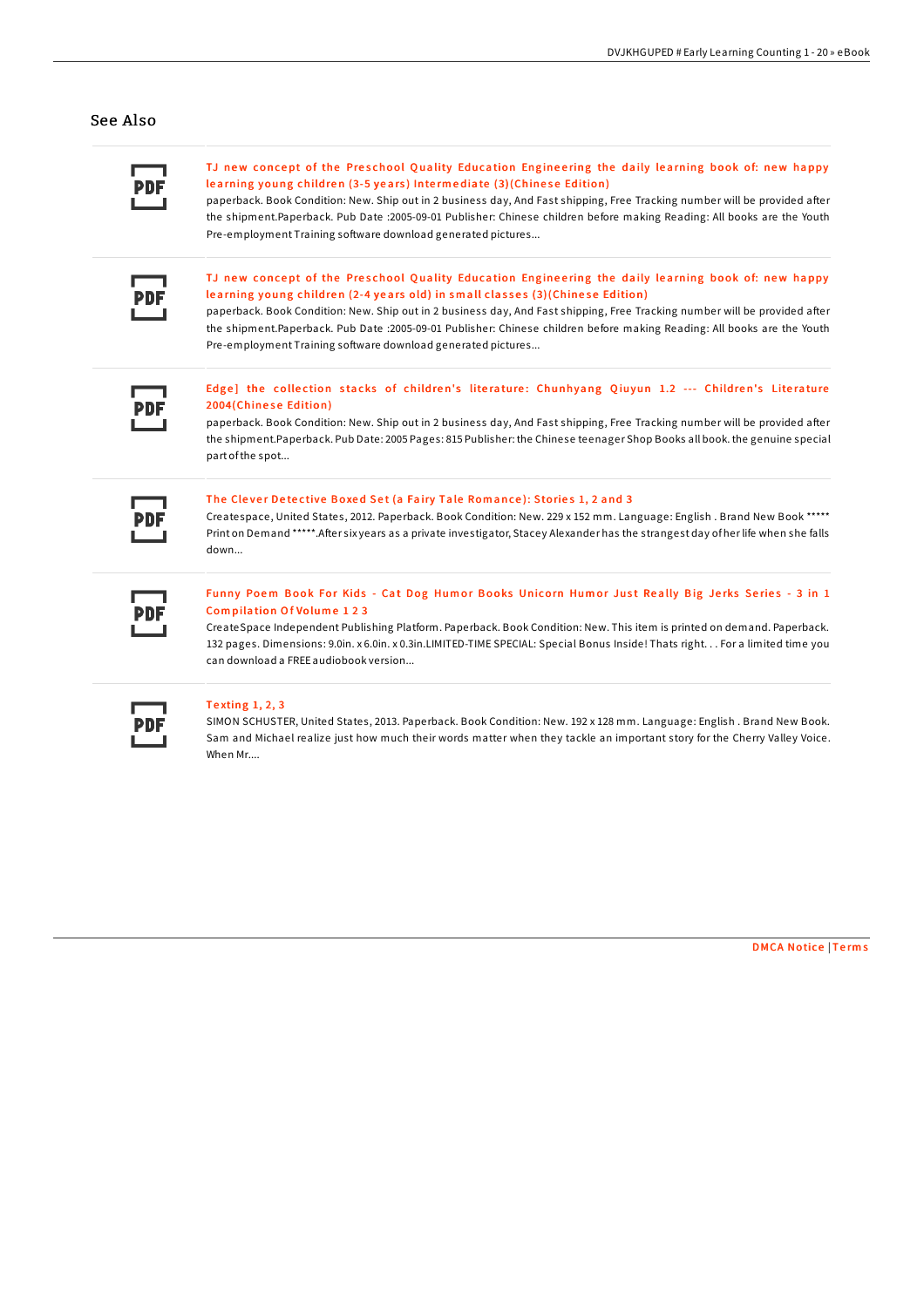## See Also

**TJ new concept of the Preschool Quality Education Engineering the daily learning book of: new happy learning young children (3-5 years) Intermediate (3)(Chinese Edition)**

paperback. Book Condition: New. Ship out in 2 business day, And Fast shipping, Free Tracking number will be provided after the shipment.Paperback. Pub Date :2005-09-01 Publisher: Chinese children before making Reading: All books are the Youth Pre-employment Training software download generated pictures...

**TJ new concept of the Preschool Quality Education Engineering the daily learning book of: new happy learning young children (2-4 years old) in small classes (3)(Chinese Edition)**

paperback. Book Condition: New. Ship out in 2 business day, And Fast shipping, Free Tracking number will be provided after the shipment.Paperback. Pub Date :2005-09-01 Publisher: Chinese children before making Reading: All books are the Youth Pre-employment Training software download generated pictures...

**Edge] the collection stacks of children's literature: Chunhyang Qiuyun 1.2 --- Children's Literature 2004(Chinese Edition)**

paperback. Book Condition: New. Ship out in 2 business day, And Fast shipping, Free Tracking number will be provided after the shipment.Paperback. Pub Date: 2005 Pages: 815 Publisher: the Chinese teenager Shop Books all book. the genuine special part of the spot...

**The Clever Detective Boxed Set (a Fairy Tale Romance): Stories 1, 2 and 3**

Createspace, United States, 2012. Paperback. Book Condition: New. 229 x 152 mm. Language: English . Brand New Book ***** Print on Demand *****.After six years as a private investigator, Stacey Alexander has the strangest day of her life when she falls down...

**Funny Poem Book For Kids - Cat Dog Humor Books Unicorn Humor Just Really Big Jerks Series - 3 in 1 Compilation Of Volume 1 2 3**

CreateSpace Independent Publishing Platform. Paperback. Book Condition: New. This item is printed on demand. Paperback. 132 pages. Dimensions: 9.0in. x 6.0in. x 0.3in.LIMITED-TIME SPECIAL: Special Bonus Inside! Thats right. . . For a limited time you can download a FREE audiobook version...

**Texting 1, 2, 3**

SIMON SCHUSTER, United States, 2013. Paperback. Book Condition: New. 192 x 128 mm. Language: English . Brand New Book. Sam and Michael realize just how much their words matter when they tackle an important story for the Cherry Valley Voice. When Mr....